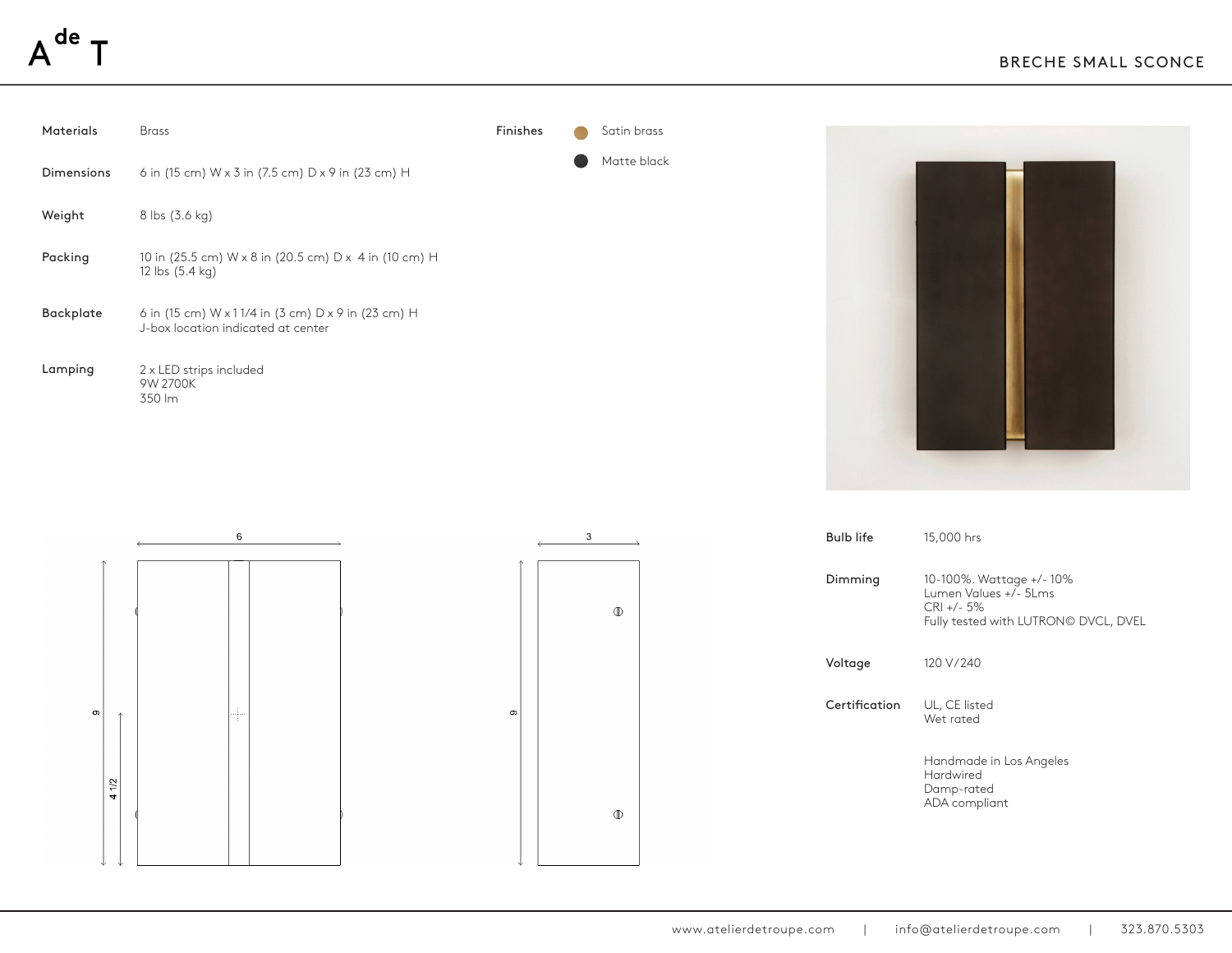# BRECHE SMALL SCONCE

| | |
|---|---|
| **Materials** | Brass |
| **Dimensions** | 6 in (15 cm) W x 3 in (7.5 cm) D x 9 in (23 cm) H |
| **Weight** | 8 lbs (3.6 kg) |
| **Packing** | 10 in (25.5 cm) W x 8 in (20.5 cm) D x 4 in (10 cm) H<br>12 lbs (5.4 kg) |
| **Backplate** | 6 in (15 cm) W x 1 1/4 in (3 cm) D x 9 in (23 cm) H<br>J-box location indicated at center |
| **Lamping** | 2 x LED strips included<br>9W 2700K<br>350 lm |

**Finishes**

- Satin brass
- Matte black

| | |
|---|---|
| **Bulb life** | 15,000 hrs |
| **Dimming** | 10-100%. Wattage +/- 10%<br>Lumen Values +/- 5Lms<br>CRI +/- 5%<br>Fully tested with LUTRON© DVCL, DVEL |
| **Voltage** | 120 V/240 |
| **Certification** | UL, CE listed<br>Wet rated |

Handmade in Los Angeles
Hardwired
Damp-rated
ADA compliant

www.atelierdetroupe.com | info@atelierdetroupe.com | 323.870.5303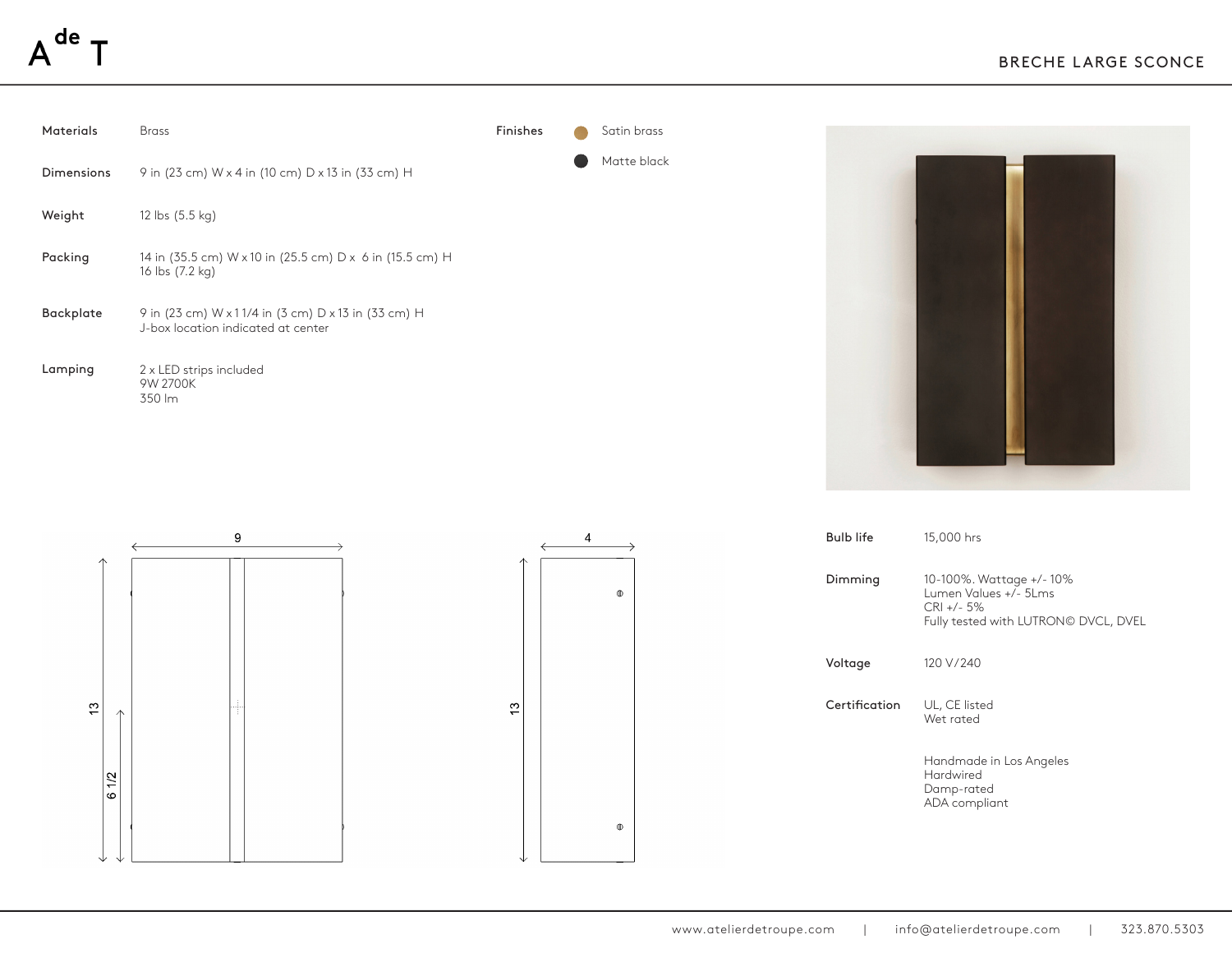# BRECHE LARGE SCONCE

| | |
|---|---|
| **Materials** | Brass |
| **Dimensions** | 9 in (23 cm) W x 4 in (10 cm) D x 13 in (33 cm) H |
| **Weight** | 12 lbs (5.5 kg) |
| **Packing** | 14 in (35.5 cm) W x 10 in (25.5 cm) D x 6 in (15.5 cm) H<br>16 lbs (7.2 kg) |
| **Backplate** | 9 in (23 cm) W x 1 1/4 in (3 cm) D x 13 in (33 cm) H<br>J-box location indicated at center |
| **Lamping** | 2 x LED strips included<br>9W 2700K<br>350 lm |

**Finishes**

- Satin brass
- Matte black

| | |
|---|---|
| **Bulb life** | 15,000 hrs |
| **Dimming** | 10-100%. Wattage +/- 10%<br>Lumen Values +/- 5Lms<br>CRI +/- 5%<br>Fully tested with LUTRON© DVCL, DVEL |
| **Voltage** | 120 V/240 |
| **Certification** | UL, CE listed<br>Wet rated |

Handmade in Los Angeles
Hardwired
Damp-rated
ADA compliant

www.atelierdetroupe.com | info@atelierdetroupe.com | 323.870.5303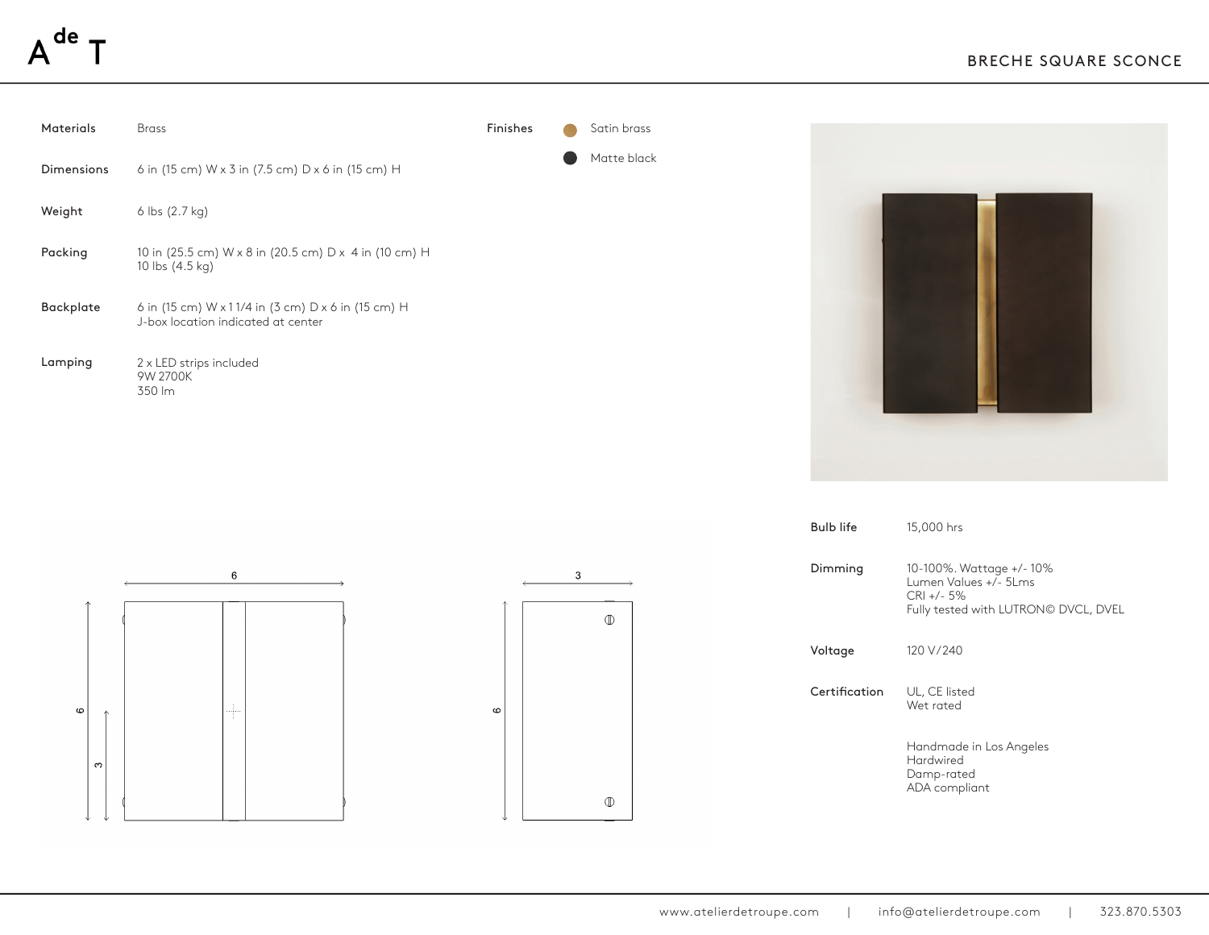# BRECHE SQUARE SCONCE

| | |
|---|---|
| **Materials** | Brass |
| **Dimensions** | 6 in (15 cm) W x 3 in (7.5 cm) D x 6 in (15 cm) H |
| **Weight** | 6 lbs (2.7 kg) |
| **Packing** | 10 in (25.5 cm) W x 8 in (20.5 cm) D x 4 in (10 cm) H<br>10 lbs (4.5 kg) |
| **Backplate** | 6 in (15 cm) W x 1 1/4 in (3 cm) D x 6 in (15 cm) H<br>J-box location indicated at center |
| **Lamping** | 2 x LED strips included<br>9W 2700K<br>350 lm |

**Finishes**

- Satin brass
- Matte black

6

6

3

3

6

| | |
|---|---|
| **Bulb life** | 15,000 hrs |
| **Dimming** | 10-100%. Wattage +/- 10%<br>Lumen Values +/- 5Lms<br>CRI +/- 5%<br>Fully tested with LUTRON© DVCL, DVEL |
| **Voltage** | 120 V/240 |
| **Certification** | UL, CE listed<br>Wet rated |

Handmade in Los Angeles
Hardwired
Damp-rated
ADA compliant